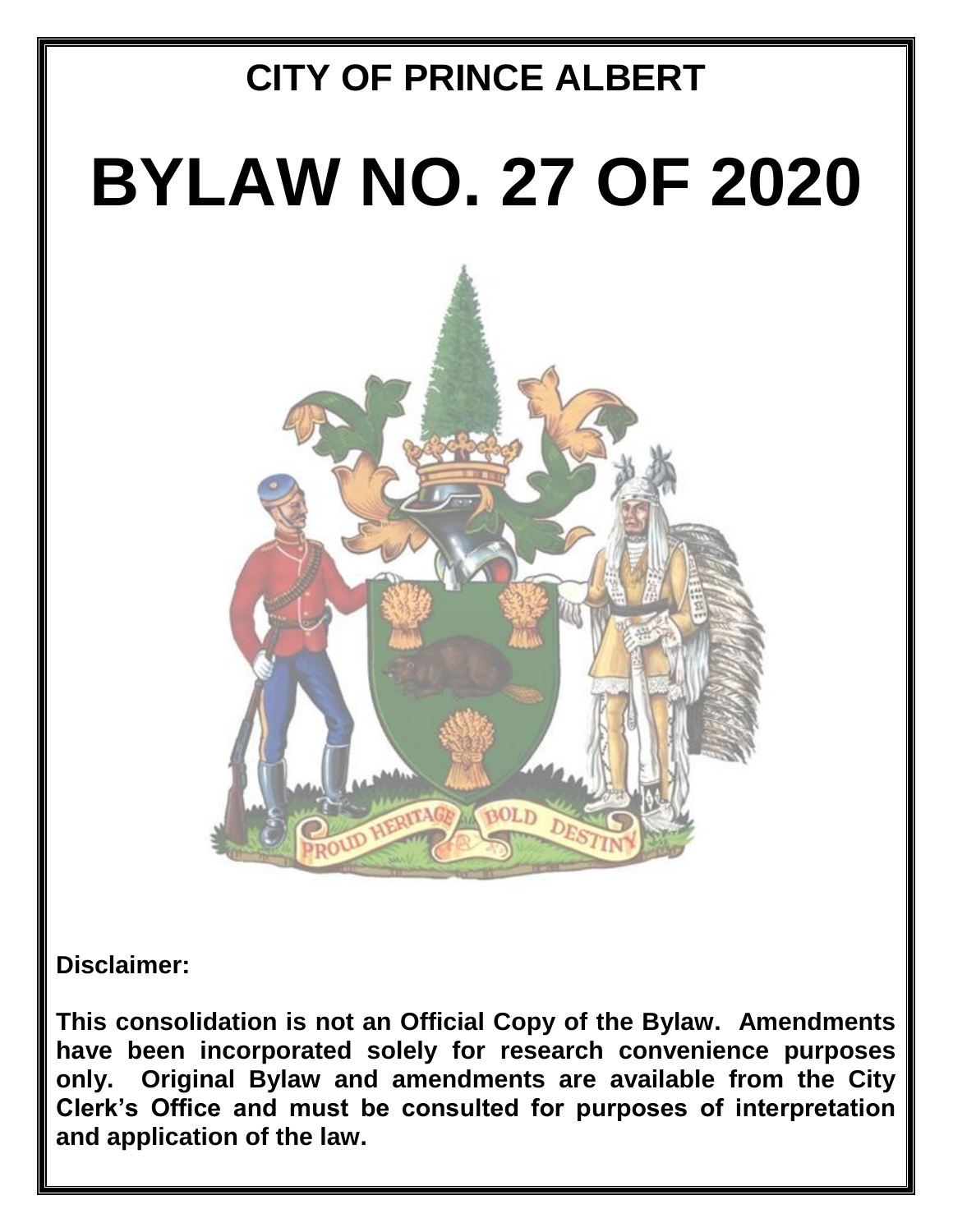# CITY OF PRINCE ALBERT

# BYLAW NO. 27 OF 2020

**Disclaimer:**

**This consolidation is not an Official Copy of the Bylaw. Amendments have been incorporated solely for research convenience purposes only. Original Bylaw and amendments are available from the City Clerk's Office and must be consulted for purposes of interpretation and application of the law.**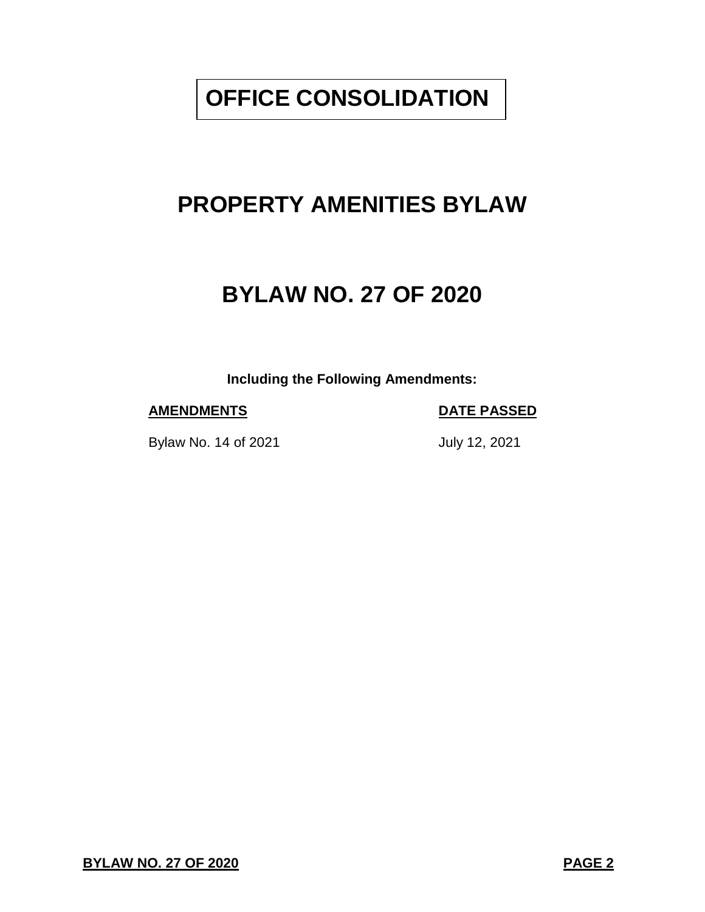# OFFICE CONSOLIDATION

# PROPERTY AMENITIES BYLAW

# BYLAW NO. 27 OF 2020

**Including the Following Amendments:**

| **AMENDMENTS** | **DATE PASSED** |
| --- | --- |
| Bylaw No. 14 of 2021 | July 12, 2021 |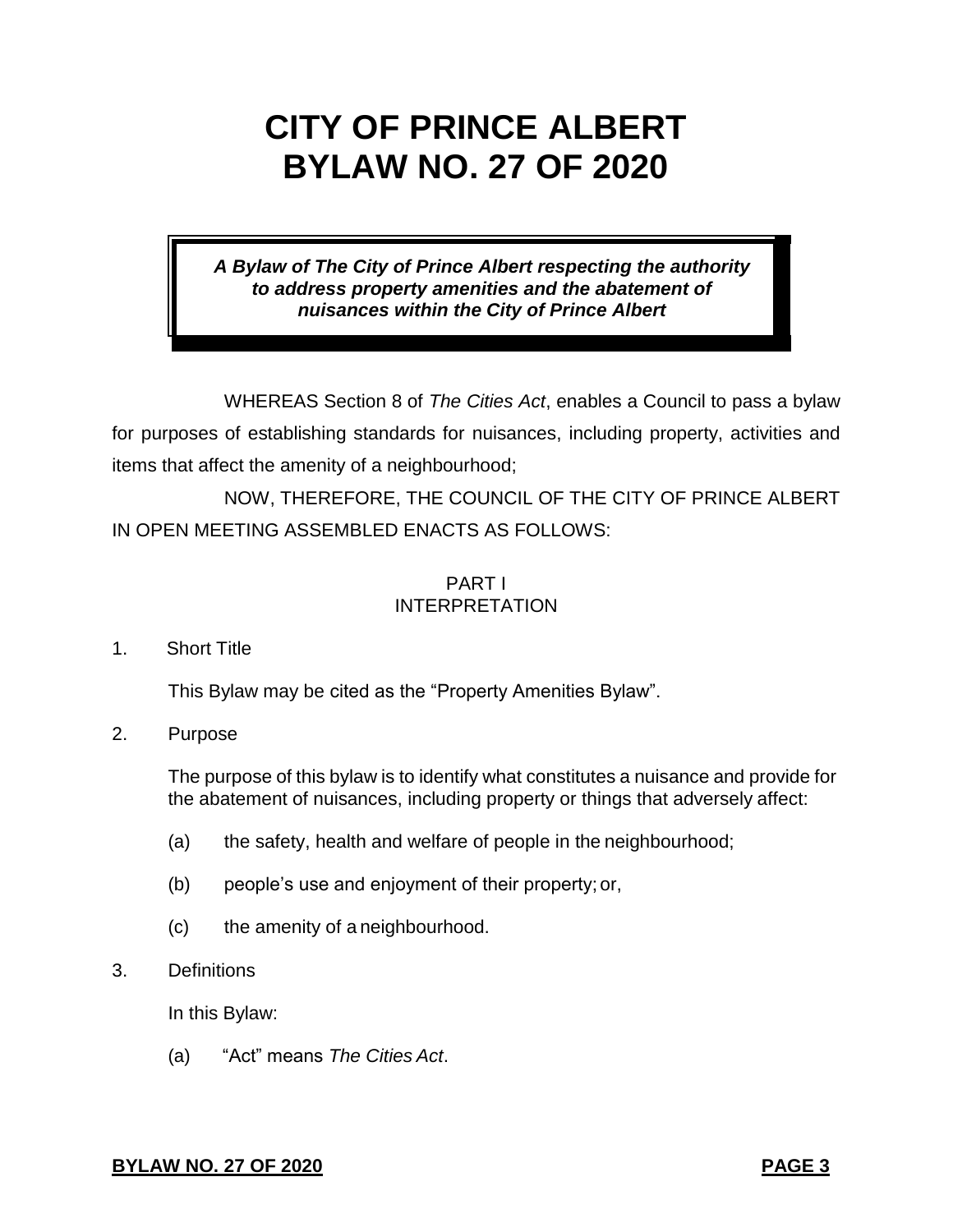# CITY OF PRINCE ALBERT
# BYLAW NO. 27 OF 2020

***A Bylaw of The City of Prince Albert respecting the authority to address property amenities and the abatement of nuisances within the City of Prince Albert***

WHEREAS Section 8 of *The Cities Act*, enables a Council to pass a bylaw for purposes of establishing standards for nuisances, including property, activities and items that affect the amenity of a neighbourhood;

NOW, THEREFORE, THE COUNCIL OF THE CITY OF PRINCE ALBERT IN OPEN MEETING ASSEMBLED ENACTS AS FOLLOWS:

## PART I
## INTERPRETATION

1. Short Title

   This Bylaw may be cited as the "Property Amenities Bylaw".

2. Purpose

   The purpose of this bylaw is to identify what constitutes a nuisance and provide for the abatement of nuisances, including property or things that adversely affect:

   (a) the safety, health and welfare of people in the neighbourhood;

   (b) people's use and enjoyment of their property; or,

   (c) the amenity of a neighbourhood.

3. Definitions

   In this Bylaw:

   (a) "Act" means *The Cities Act*.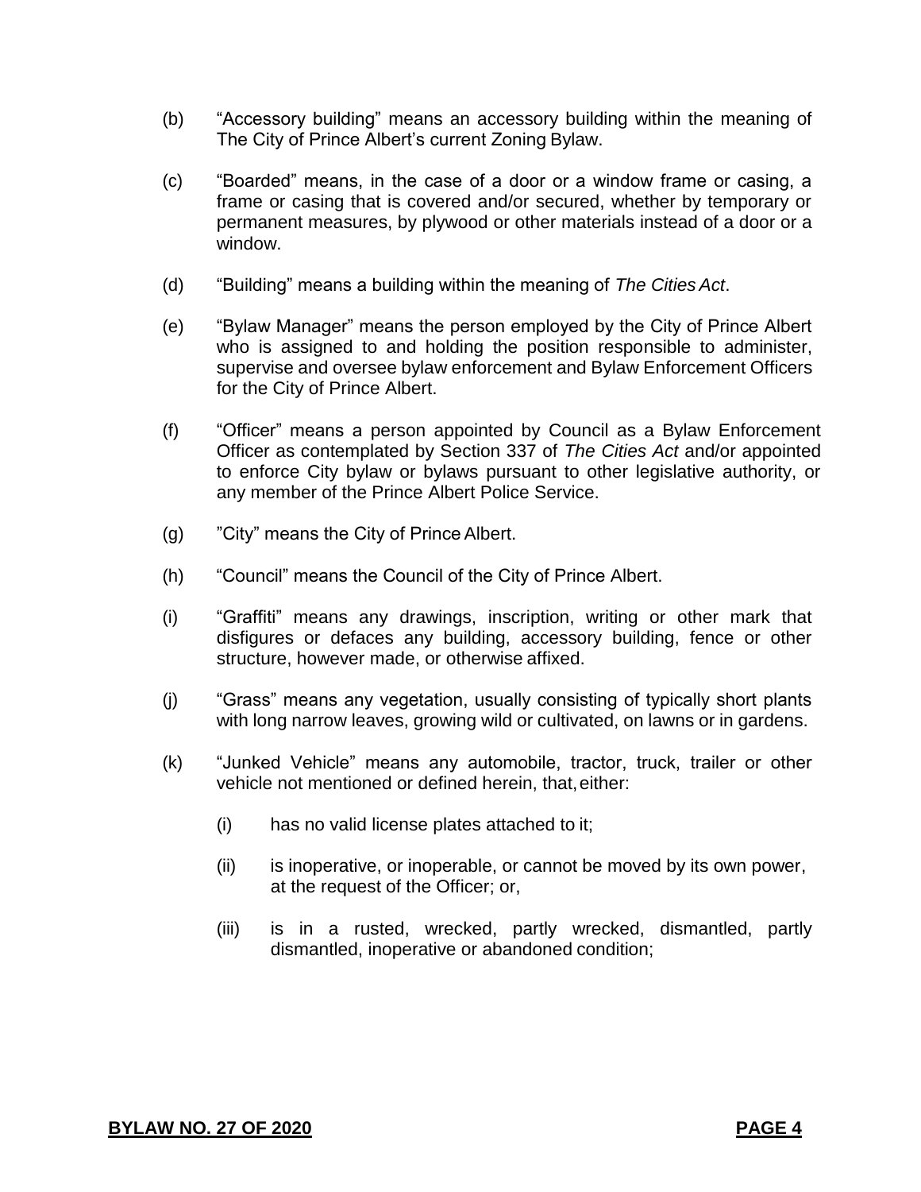(b) "Accessory building" means an accessory building within the meaning of The City of Prince Albert's current Zoning Bylaw.

(c) "Boarded" means, in the case of a door or a window frame or casing, a frame or casing that is covered and/or secured, whether by temporary or permanent measures, by plywood or other materials instead of a door or a window.

(d) "Building" means a building within the meaning of *The Cities Act*.

(e) "Bylaw Manager" means the person employed by the City of Prince Albert who is assigned to and holding the position responsible to administer, supervise and oversee bylaw enforcement and Bylaw Enforcement Officers for the City of Prince Albert.

(f) "Officer" means a person appointed by Council as a Bylaw Enforcement Officer as contemplated by Section 337 of *The Cities Act* and/or appointed to enforce City bylaw or bylaws pursuant to other legislative authority, or any member of the Prince Albert Police Service.

(g) "City" means the City of Prince Albert.

(h) "Council" means the Council of the City of Prince Albert.

(i) "Graffiti" means any drawings, inscription, writing or other mark that disfigures or defaces any building, accessory building, fence or other structure, however made, or otherwise affixed.

(j) "Grass" means any vegetation, usually consisting of typically short plants with long narrow leaves, growing wild or cultivated, on lawns or in gardens.

(k) "Junked Vehicle" means any automobile, tractor, truck, trailer or other vehicle not mentioned or defined herein, that, either:

   (i) has no valid license plates attached to it;

   (ii) is inoperative, or inoperable, or cannot be moved by its own power, at the request of the Officer; or,

   (iii) is in a rusted, wrecked, partly wrecked, dismantled, partly dismantled, inoperative or abandoned condition;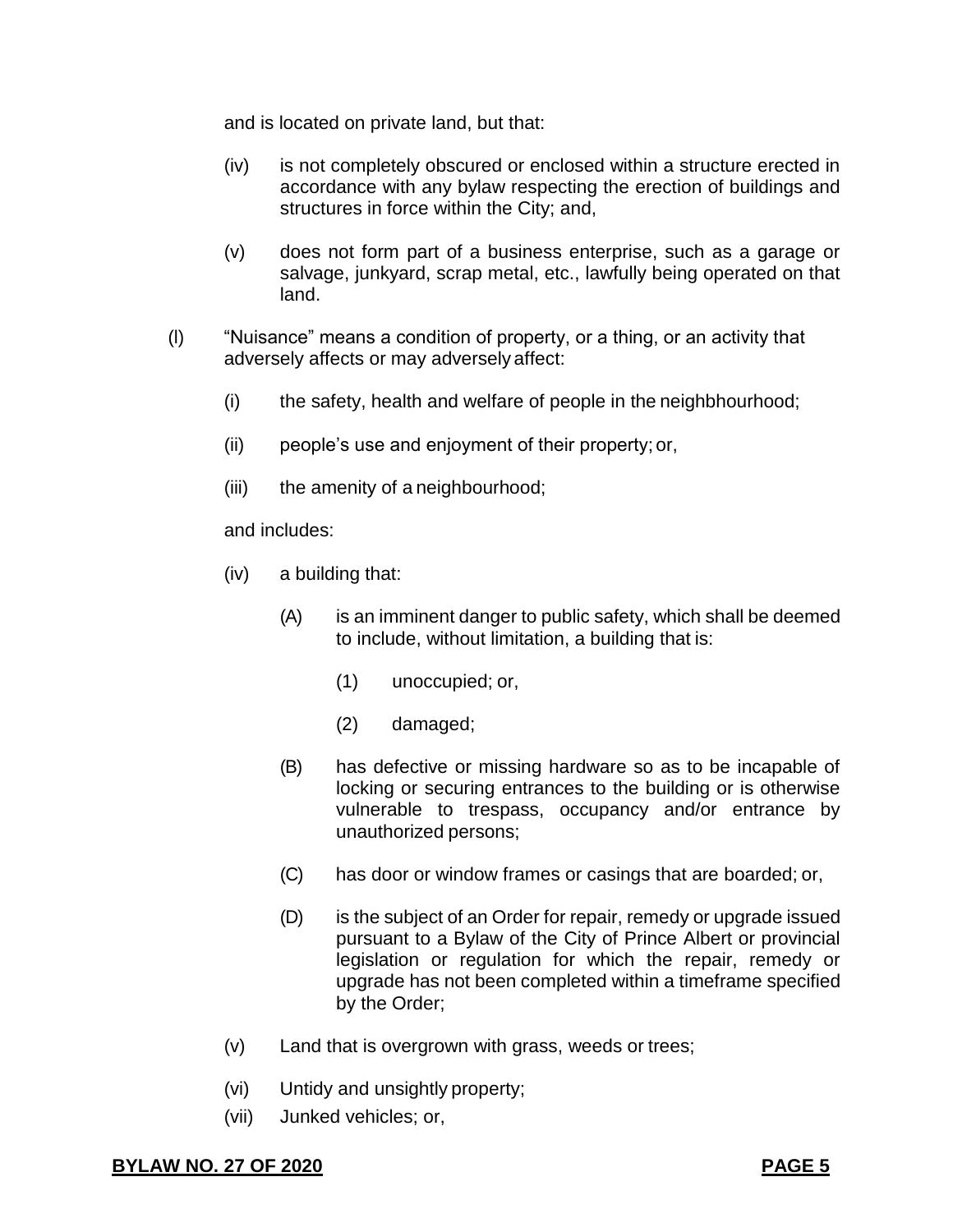and is located on private land, but that:

- (iv) is not completely obscured or enclosed within a structure erected in accordance with any bylaw respecting the erection of buildings and structures in force within the City; and,

- (v) does not form part of a business enterprise, such as a garage or salvage, junkyard, scrap metal, etc., lawfully being operated on that land.

(l) "Nuisance" means a condition of property, or a thing, or an activity that adversely affects or may adversely affect:

- (i) the safety, health and welfare of people in the neighbhourhood;

- (ii) people's use and enjoyment of their property; or,

- (iii) the amenity of a neighbourhood;

and includes:

- (iv) a building that:

  - (A) is an imminent danger to public safety, which shall be deemed to include, without limitation, a building that is:

    - (1) unoccupied; or,

    - (2) damaged;

  - (B) has defective or missing hardware so as to be incapable of locking or securing entrances to the building or is otherwise vulnerable to trespass, occupancy and/or entrance by unauthorized persons;

  - (C) has door or window frames or casings that are boarded; or,

  - (D) is the subject of an Order for repair, remedy or upgrade issued pursuant to a Bylaw of the City of Prince Albert or provincial legislation or regulation for which the repair, remedy or upgrade has not been completed within a timeframe specified by the Order;

- (v) Land that is overgrown with grass, weeds or trees;

- (vi) Untidy and unsightly property;

- (vii) Junked vehicles; or,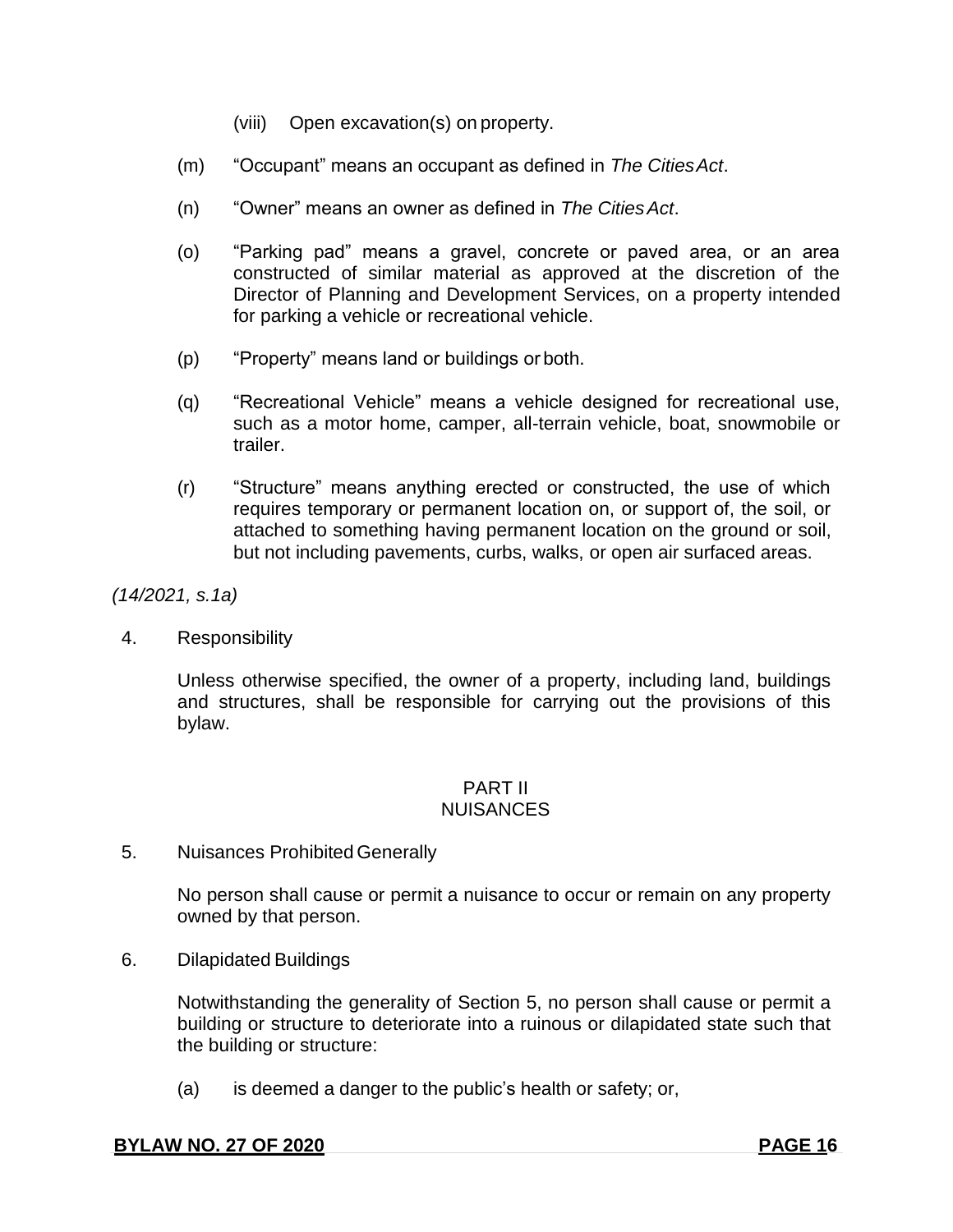(viii) Open excavation(s) on property.

(m) "Occupant" means an occupant as defined in *The Cities Act*.

(n) "Owner" means an owner as defined in *The Cities Act*.

(o) "Parking pad" means a gravel, concrete or paved area, or an area constructed of similar material as approved at the discretion of the Director of Planning and Development Services, on a property intended for parking a vehicle or recreational vehicle.

(p) "Property" means land or buildings or both.

(q) "Recreational Vehicle" means a vehicle designed for recreational use, such as a motor home, camper, all-terrain vehicle, boat, snowmobile or trailer.

(r) "Structure" means anything erected or constructed, the use of which requires temporary or permanent location on, or support of, the soil, or attached to something having permanent location on the ground or soil, but not including pavements, curbs, walks, or open air surfaced areas.

*(14/2021, s.1a)*

4. Responsibility

Unless otherwise specified, the owner of a property, including land, buildings and structures, shall be responsible for carrying out the provisions of this bylaw.

## PART II
## NUISANCES

5. Nuisances Prohibited Generally

No person shall cause or permit a nuisance to occur or remain on any property owned by that person.

6. Dilapidated Buildings

Notwithstanding the generality of Section 5, no person shall cause or permit a building or structure to deteriorate into a ruinous or dilapidated state such that the building or structure:

(a) is deemed a danger to the public's health or safety; or,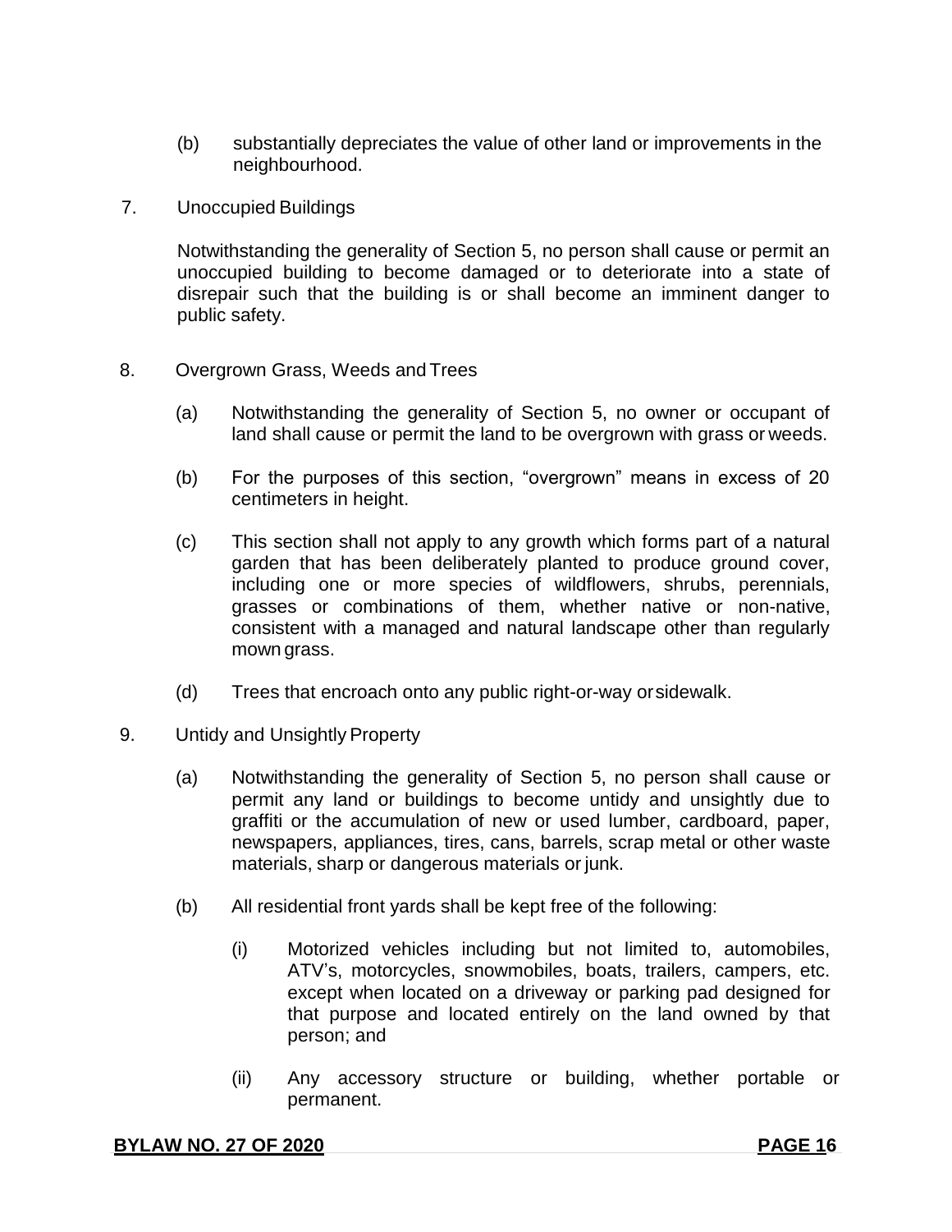(b) substantially depreciates the value of other land or improvements in the neighbourhood.

7. Unoccupied Buildings

   Notwithstanding the generality of Section 5, no person shall cause or permit an unoccupied building to become damaged or to deteriorate into a state of disrepair such that the building is or shall become an imminent danger to public safety.

8. Overgrown Grass, Weeds and Trees

   (a) Notwithstanding the generality of Section 5, no owner or occupant of land shall cause or permit the land to be overgrown with grass or weeds.

   (b) For the purposes of this section, "overgrown" means in excess of 20 centimeters in height.

   (c) This section shall not apply to any growth which forms part of a natural garden that has been deliberately planted to produce ground cover, including one or more species of wildflowers, shrubs, perennials, grasses or combinations of them, whether native or non-native, consistent with a managed and natural landscape other than regularly mown grass.

   (d) Trees that encroach onto any public right-or-way or sidewalk.

9. Untidy and Unsightly Property

   (a) Notwithstanding the generality of Section 5, no person shall cause or permit any land or buildings to become untidy and unsightly due to graffiti or the accumulation of new or used lumber, cardboard, paper, newspapers, appliances, tires, cans, barrels, scrap metal or other waste materials, sharp or dangerous materials or junk.

   (b) All residential front yards shall be kept free of the following:

      (i) Motorized vehicles including but not limited to, automobiles, ATV's, motorcycles, snowmobiles, boats, trailers, campers, etc. except when located on a driveway or parking pad designed for that purpose and located entirely on the land owned by that person; and

      (ii) Any accessory structure or building, whether portable or permanent.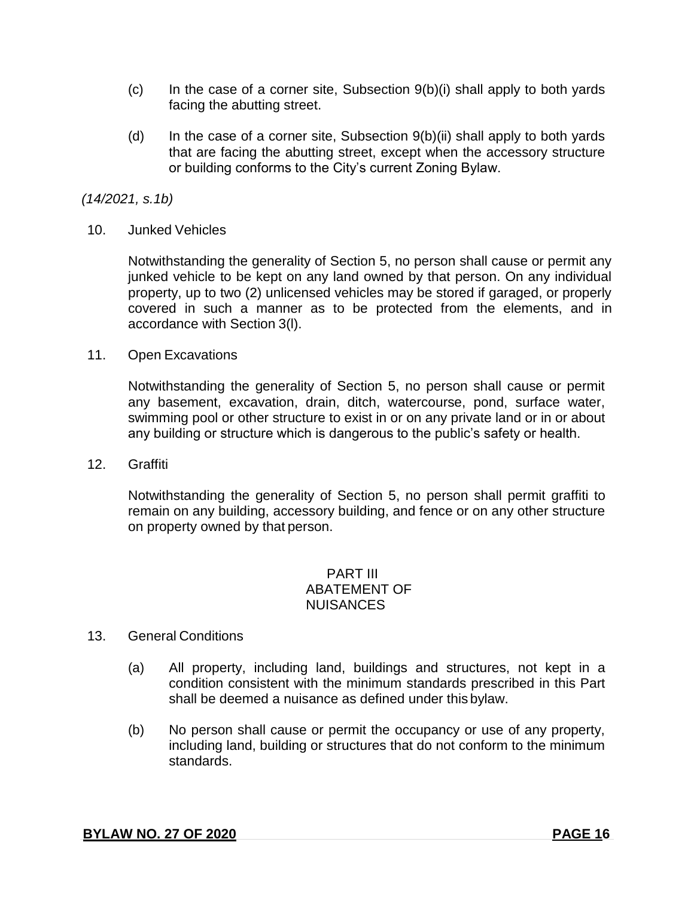(c) In the case of a corner site, Subsection 9(b)(i) shall apply to both yards facing the abutting street.

(d) In the case of a corner site, Subsection 9(b)(ii) shall apply to both yards that are facing the abutting street, except when the accessory structure or building conforms to the City's current Zoning Bylaw.

*(14/2021, s.1b)*

10. Junked Vehicles

Notwithstanding the generality of Section 5, no person shall cause or permit any junked vehicle to be kept on any land owned by that person. On any individual property, up to two (2) unlicensed vehicles may be stored if garaged, or properly covered in such a manner as to be protected from the elements, and in accordance with Section 3(l).

11. Open Excavations

Notwithstanding the generality of Section 5, no person shall cause or permit any basement, excavation, drain, ditch, watercourse, pond, surface water, swimming pool or other structure to exist in or on any private land or in or about any building or structure which is dangerous to the public's safety or health.

12. Graffiti

Notwithstanding the generality of Section 5, no person shall permit graffiti to remain on any building, accessory building, and fence or on any other structure on property owned by that person.

## PART III
## ABATEMENT OF NUISANCES

13. General Conditions

(a) All property, including land, buildings and structures, not kept in a condition consistent with the minimum standards prescribed in this Part shall be deemed a nuisance as defined under this bylaw.

(b) No person shall cause or permit the occupancy or use of any property, including land, building or structures that do not conform to the minimum standards.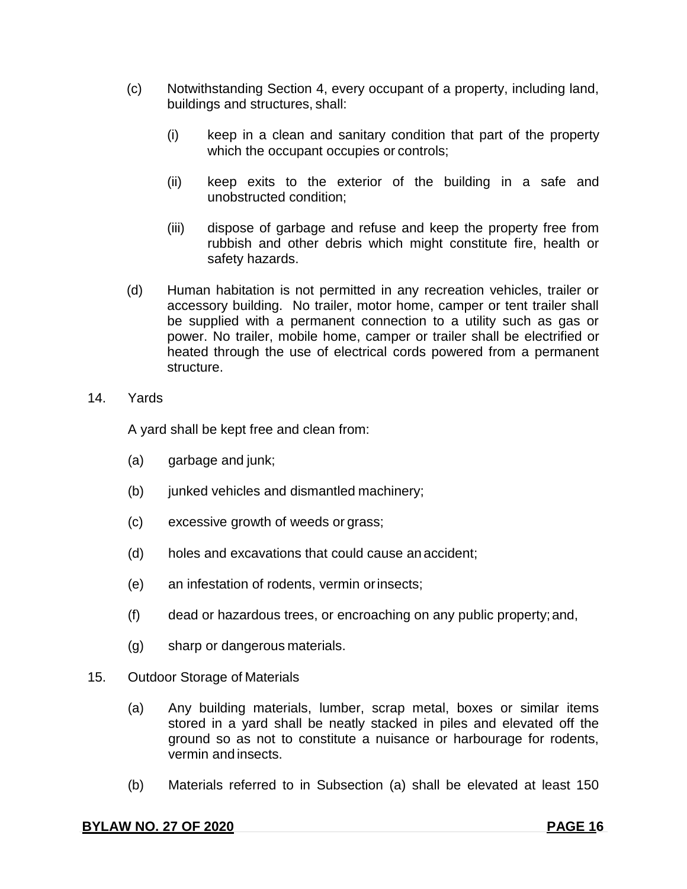(c) Notwithstanding Section 4, every occupant of a property, including land, buildings and structures, shall:

   (i) keep in a clean and sanitary condition that part of the property which the occupant occupies or controls;

   (ii) keep exits to the exterior of the building in a safe and unobstructed condition;

   (iii) dispose of garbage and refuse and keep the property free from rubbish and other debris which might constitute fire, health or safety hazards.

(d) Human habitation is not permitted in any recreation vehicles, trailer or accessory building. No trailer, motor home, camper or tent trailer shall be supplied with a permanent connection to a utility such as gas or power. No trailer, mobile home, camper or trailer shall be electrified or heated through the use of electrical cords powered from a permanent structure.

14. Yards

A yard shall be kept free and clean from:

(a) garbage and junk;

(b) junked vehicles and dismantled machinery;

(c) excessive growth of weeds or grass;

(d) holes and excavations that could cause an accident;

(e) an infestation of rodents, vermin or insects;

(f) dead or hazardous trees, or encroaching on any public property; and,

(g) sharp or dangerous materials.

15. Outdoor Storage of Materials

(a) Any building materials, lumber, scrap metal, boxes or similar items stored in a yard shall be neatly stacked in piles and elevated off the ground so as not to constitute a nuisance or harbourage for rodents, vermin and insects.

(b) Materials referred to in Subsection (a) shall be elevated at least 150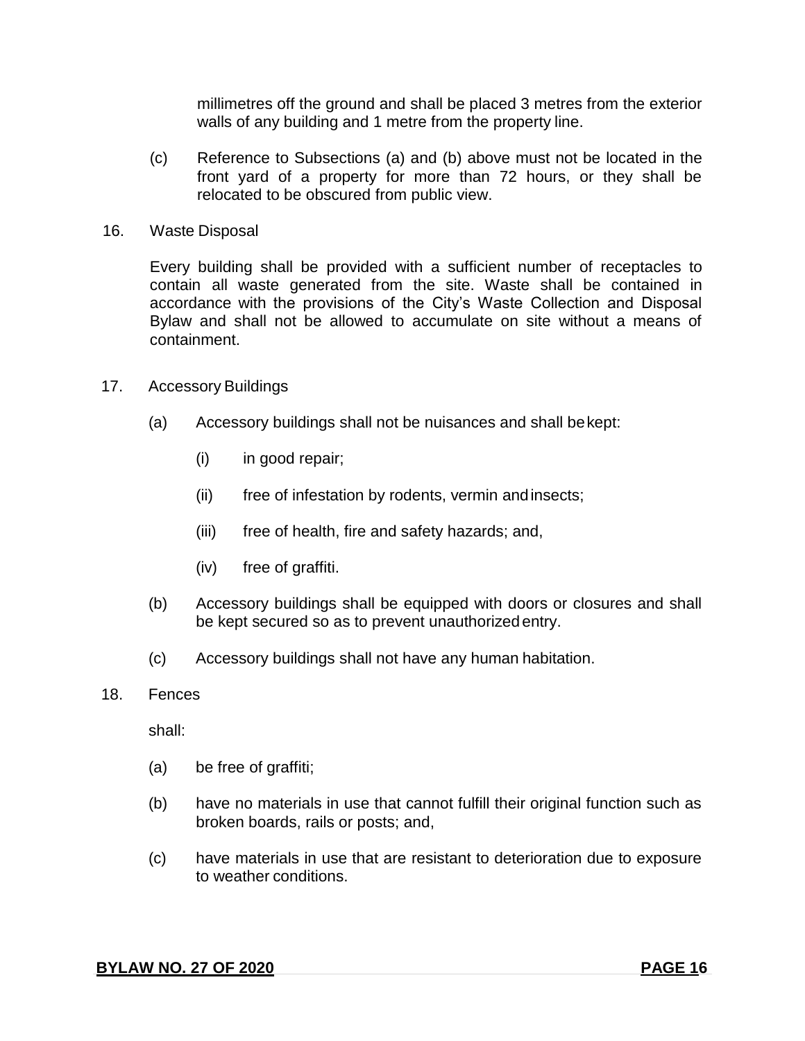millimetres off the ground and shall be placed 3 metres from the exterior walls of any building and 1 metre from the property line.

(c) Reference to Subsections (a) and (b) above must not be located in the front yard of a property for more than 72 hours, or they shall be relocated to be obscured from public view.

16. Waste Disposal

Every building shall be provided with a sufficient number of receptacles to contain all waste generated from the site. Waste shall be contained in accordance with the provisions of the City's Waste Collection and Disposal Bylaw and shall not be allowed to accumulate on site without a means of containment.

17. Accessory Buildings

(a) Accessory buildings shall not be nuisances and shall be kept:

(i) in good repair;

(ii) free of infestation by rodents, vermin and insects;

(iii) free of health, fire and safety hazards; and,

(iv) free of graffiti.

(b) Accessory buildings shall be equipped with doors or closures and shall be kept secured so as to prevent unauthorized entry.

(c) Accessory buildings shall not have any human habitation.

18. Fences

shall:

(a) be free of graffiti;

(b) have no materials in use that cannot fulfill their original function such as broken boards, rails or posts; and,

(c) have materials in use that are resistant to deterioration due to exposure to weather conditions.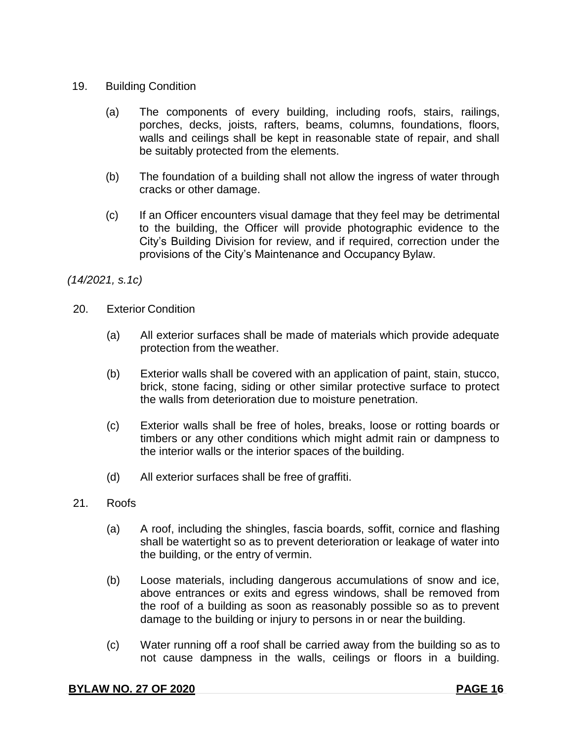19. Building Condition

    (a) The components of every building, including roofs, stairs, railings, porches, decks, joists, rafters, beams, columns, foundations, floors, walls and ceilings shall be kept in reasonable state of repair, and shall be suitably protected from the elements.

    (b) The foundation of a building shall not allow the ingress of water through cracks or other damage.

    (c) If an Officer encounters visual damage that they feel may be detrimental to the building, the Officer will provide photographic evidence to the City's Building Division for review, and if required, correction under the provisions of the City's Maintenance and Occupancy Bylaw.

*(14/2021, s.1c)*

20. Exterior Condition

    (a) All exterior surfaces shall be made of materials which provide adequate protection from the weather.

    (b) Exterior walls shall be covered with an application of paint, stain, stucco, brick, stone facing, siding or other similar protective surface to protect the walls from deterioration due to moisture penetration.

    (c) Exterior walls shall be free of holes, breaks, loose or rotting boards or timbers or any other conditions which might admit rain or dampness to the interior walls or the interior spaces of the building.

    (d) All exterior surfaces shall be free of graffiti.

21. Roofs

    (a) A roof, including the shingles, fascia boards, soffit, cornice and flashing shall be watertight so as to prevent deterioration or leakage of water into the building, or the entry of vermin.

    (b) Loose materials, including dangerous accumulations of snow and ice, above entrances or exits and egress windows, shall be removed from the roof of a building as soon as reasonably possible so as to prevent damage to the building or injury to persons in or near the building.

    (c) Water running off a roof shall be carried away from the building so as to not cause dampness in the walls, ceilings or floors in a building.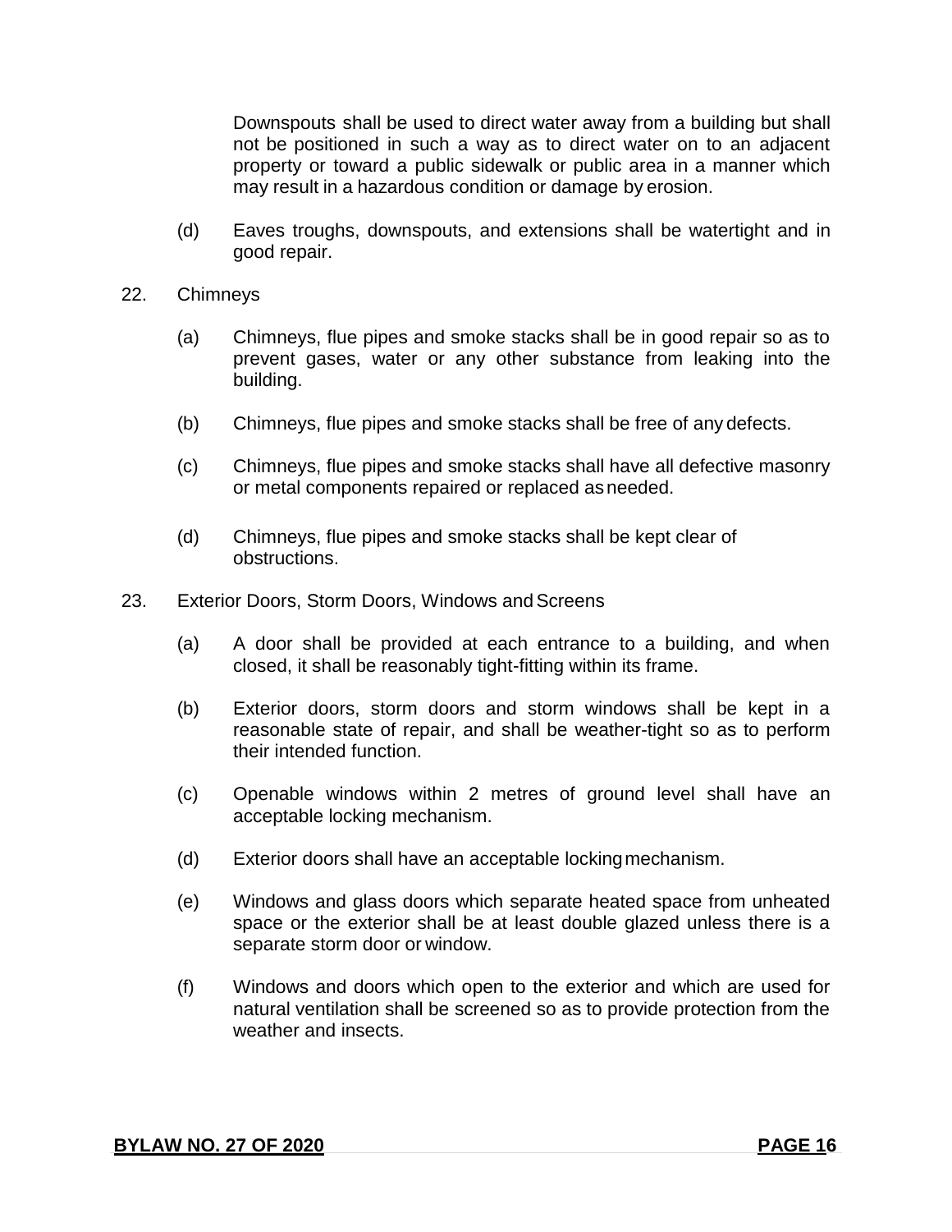Downspouts shall be used to direct water away from a building but shall not be positioned in such a way as to direct water on to an adjacent property or toward a public sidewalk or public area in a manner which may result in a hazardous condition or damage by erosion.

(d) Eaves troughs, downspouts, and extensions shall be watertight and in good repair.

22. Chimneys

(a) Chimneys, flue pipes and smoke stacks shall be in good repair so as to prevent gases, water or any other substance from leaking into the building.

(b) Chimneys, flue pipes and smoke stacks shall be free of any defects.

(c) Chimneys, flue pipes and smoke stacks shall have all defective masonry or metal components repaired or replaced as needed.

(d) Chimneys, flue pipes and smoke stacks shall be kept clear of obstructions.

23. Exterior Doors, Storm Doors, Windows and Screens

(a) A door shall be provided at each entrance to a building, and when closed, it shall be reasonably tight-fitting within its frame.

(b) Exterior doors, storm doors and storm windows shall be kept in a reasonable state of repair, and shall be weather-tight so as to perform their intended function.

(c) Openable windows within 2 metres of ground level shall have an acceptable locking mechanism.

(d) Exterior doors shall have an acceptable locking mechanism.

(e) Windows and glass doors which separate heated space from unheated space or the exterior shall be at least double glazed unless there is a separate storm door or window.

(f) Windows and doors which open to the exterior and which are used for natural ventilation shall be screened so as to provide protection from the weather and insects.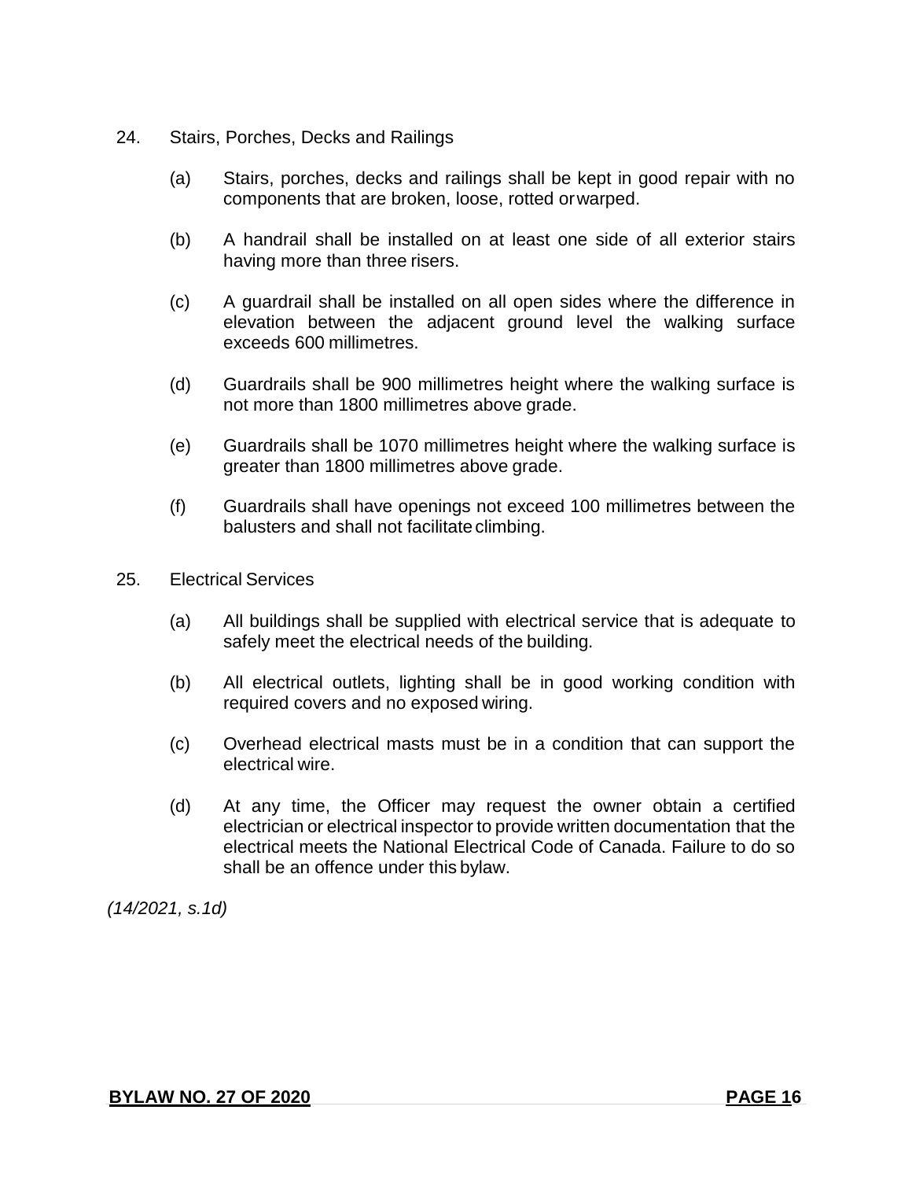24. Stairs, Porches, Decks and Railings

    (a) Stairs, porches, decks and railings shall be kept in good repair with no components that are broken, loose, rotted or warped.

    (b) A handrail shall be installed on at least one side of all exterior stairs having more than three risers.

    (c) A guardrail shall be installed on all open sides where the difference in elevation between the adjacent ground level the walking surface exceeds 600 millimetres.

    (d) Guardrails shall be 900 millimetres height where the walking surface is not more than 1800 millimetres above grade.

    (e) Guardrails shall be 1070 millimetres height where the walking surface is greater than 1800 millimetres above grade.

    (f) Guardrails shall have openings not exceed 100 millimetres between the balusters and shall not facilitate climbing.

25. Electrical Services

    (a) All buildings shall be supplied with electrical service that is adequate to safely meet the electrical needs of the building.

    (b) All electrical outlets, lighting shall be in good working condition with required covers and no exposed wiring.

    (c) Overhead electrical masts must be in a condition that can support the electrical wire.

    (d) At any time, the Officer may request the owner obtain a certified electrician or electrical inspector to provide written documentation that the electrical meets the National Electrical Code of Canada. Failure to do so shall be an offence under this bylaw.

*(14/2021, s.1d)*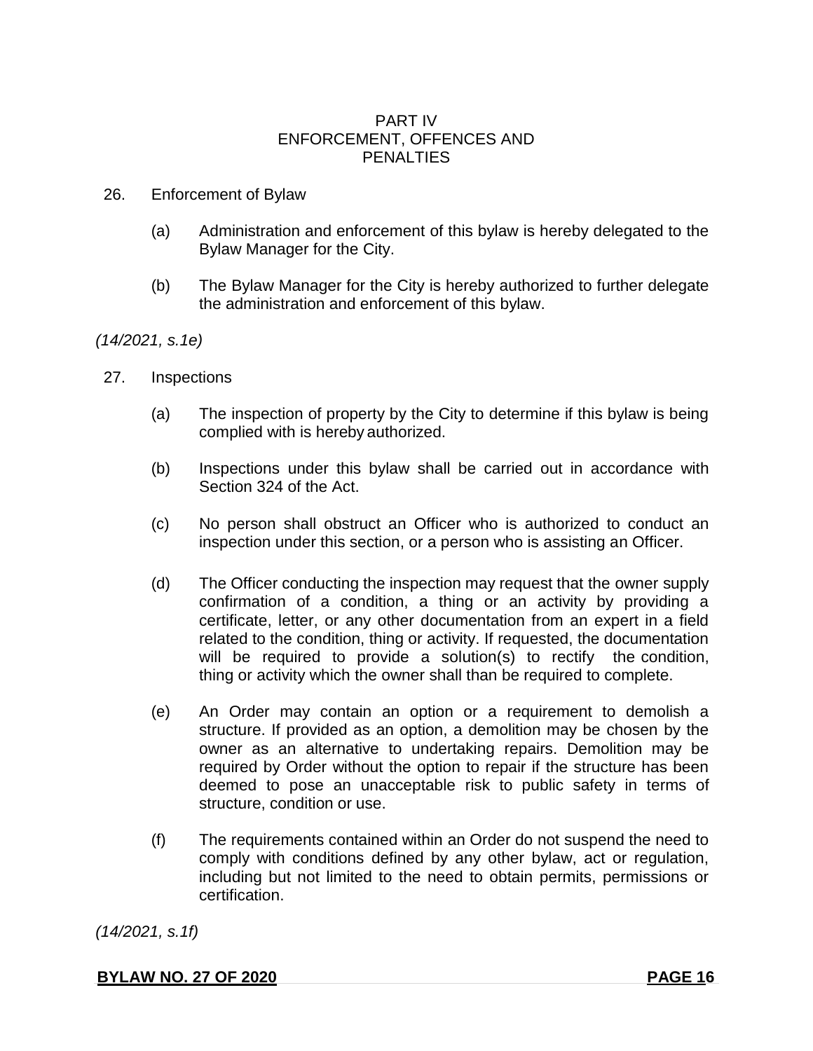# PART IV
# ENFORCEMENT, OFFENCES AND PENALTIES

26. Enforcement of Bylaw

    (a) Administration and enforcement of this bylaw is hereby delegated to the Bylaw Manager for the City.

    (b) The Bylaw Manager for the City is hereby authorized to further delegate the administration and enforcement of this bylaw.

*(14/2021, s.1e)*

27. Inspections

    (a) The inspection of property by the City to determine if this bylaw is being complied with is hereby authorized.

    (b) Inspections under this bylaw shall be carried out in accordance with Section 324 of the Act.

    (c) No person shall obstruct an Officer who is authorized to conduct an inspection under this section, or a person who is assisting an Officer.

    (d) The Officer conducting the inspection may request that the owner supply confirmation of a condition, a thing or an activity by providing a certificate, letter, or any other documentation from an expert in a field related to the condition, thing or activity. If requested, the documentation will be required to provide a solution(s) to rectify the condition, thing or activity which the owner shall than be required to complete.

    (e) An Order may contain an option or a requirement to demolish a structure. If provided as an option, a demolition may be chosen by the owner as an alternative to undertaking repairs. Demolition may be required by Order without the option to repair if the structure has been deemed to pose an unacceptable risk to public safety in terms of structure, condition or use.

    (f) The requirements contained within an Order do not suspend the need to comply with conditions defined by any other bylaw, act or regulation, including but not limited to the need to obtain permits, permissions or certification.

*(14/2021, s.1f)*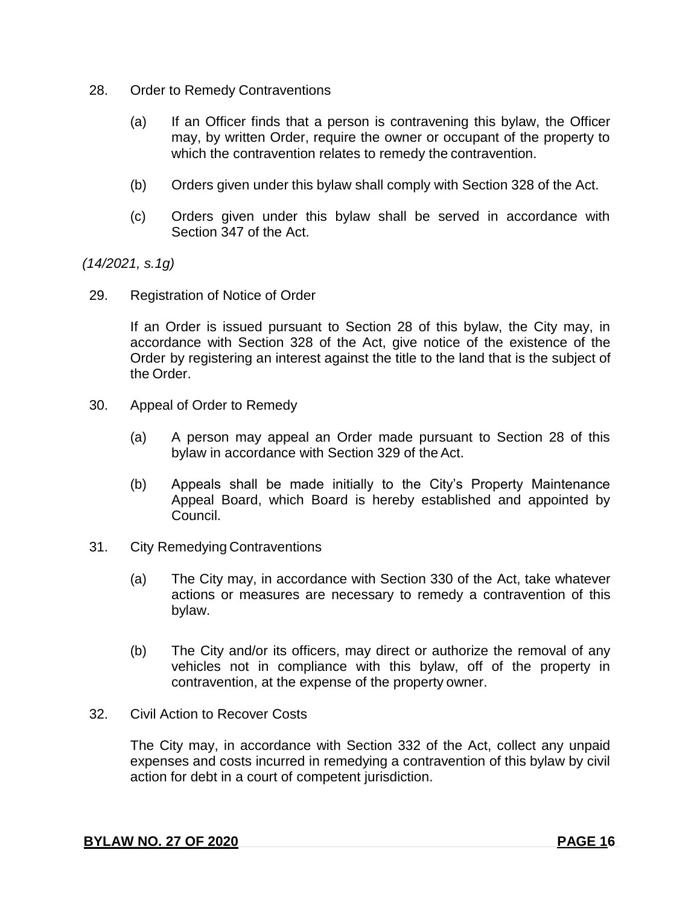28. Order to Remedy Contraventions

    (a) If an Officer finds that a person is contravening this bylaw, the Officer may, by written Order, require the owner or occupant of the property to which the contravention relates to remedy the contravention.

    (b) Orders given under this bylaw shall comply with Section 328 of the Act.

    (c) Orders given under this bylaw shall be served in accordance with Section 347 of the Act.

*(14/2021, s.1g)*

29. Registration of Notice of Order

    If an Order is issued pursuant to Section 28 of this bylaw, the City may, in accordance with Section 328 of the Act, give notice of the existence of the Order by registering an interest against the title to the land that is the subject of the Order.

30. Appeal of Order to Remedy

    (a) A person may appeal an Order made pursuant to Section 28 of this bylaw in accordance with Section 329 of the Act.

    (b) Appeals shall be made initially to the City's Property Maintenance Appeal Board, which Board is hereby established and appointed by Council.

31. City Remedying Contraventions

    (a) The City may, in accordance with Section 330 of the Act, take whatever actions or measures are necessary to remedy a contravention of this bylaw.

    (b) The City and/or its officers, may direct or authorize the removal of any vehicles not in compliance with this bylaw, off of the property in contravention, at the expense of the property owner.

32. Civil Action to Recover Costs

    The City may, in accordance with Section 332 of the Act, collect any unpaid expenses and costs incurred in remedying a contravention of this bylaw by civil action for debt in a court of competent jurisdiction.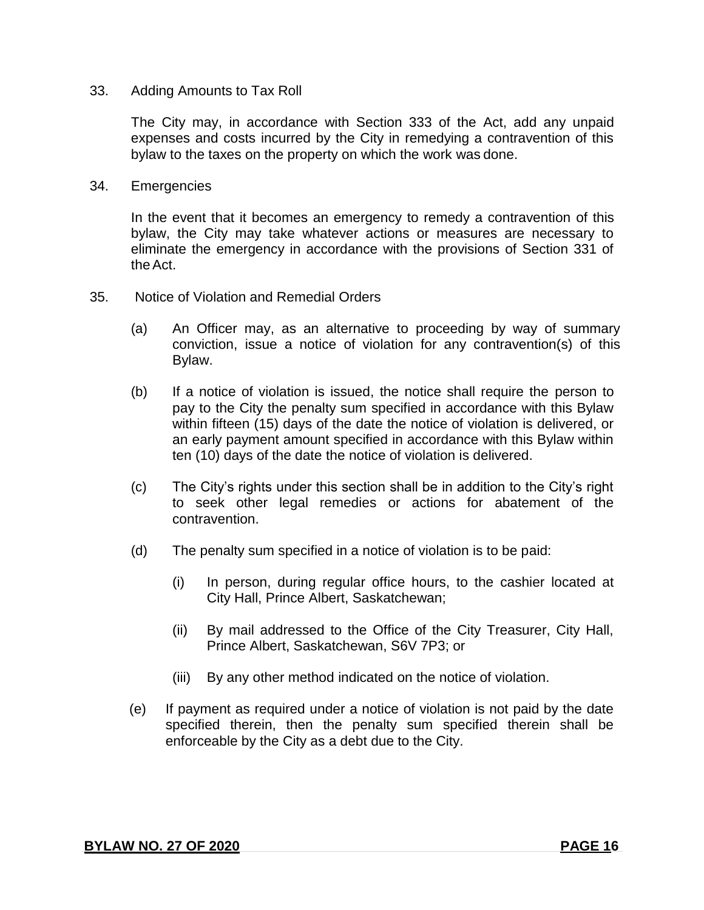33. Adding Amounts to Tax Roll

The City may, in accordance with Section 333 of the Act, add any unpaid expenses and costs incurred by the City in remedying a contravention of this bylaw to the taxes on the property on which the work was done.

34. Emergencies

In the event that it becomes an emergency to remedy a contravention of this bylaw, the City may take whatever actions or measures are necessary to eliminate the emergency in accordance with the provisions of Section 331 of the Act.

35. Notice of Violation and Remedial Orders

(a) An Officer may, as an alternative to proceeding by way of summary conviction, issue a notice of violation for any contravention(s) of this Bylaw.

(b) If a notice of violation is issued, the notice shall require the person to pay to the City the penalty sum specified in accordance with this Bylaw within fifteen (15) days of the date the notice of violation is delivered, or an early payment amount specified in accordance with this Bylaw within ten (10) days of the date the notice of violation is delivered.

(c) The City's rights under this section shall be in addition to the City's right to seek other legal remedies or actions for abatement of the contravention.

(d) The penalty sum specified in a notice of violation is to be paid:

(i) In person, during regular office hours, to the cashier located at City Hall, Prince Albert, Saskatchewan;

(ii) By mail addressed to the Office of the City Treasurer, City Hall, Prince Albert, Saskatchewan, S6V 7P3; or

(iii) By any other method indicated on the notice of violation.

(e) If payment as required under a notice of violation is not paid by the date specified therein, then the penalty sum specified therein shall be enforceable by the City as a debt due to the City.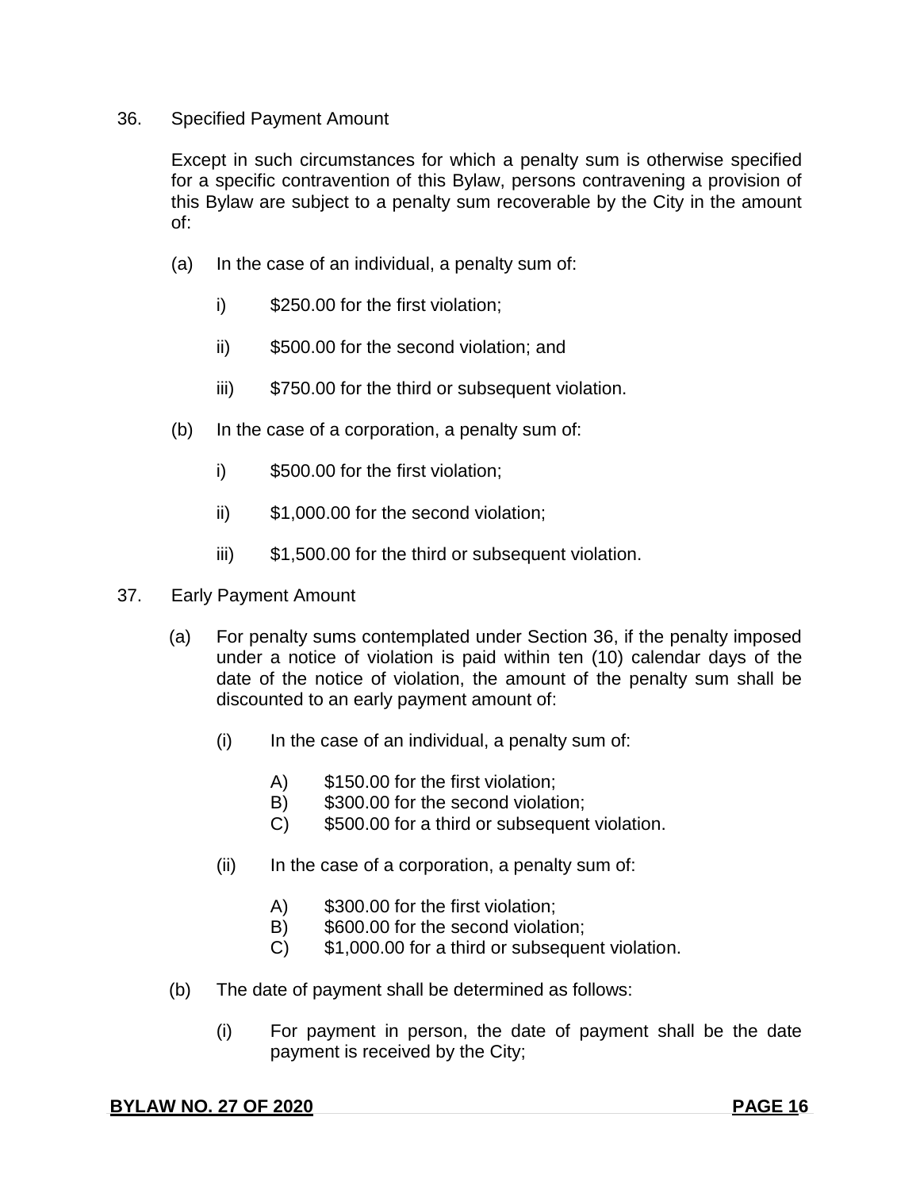36. Specified Payment Amount

Except in such circumstances for which a penalty sum is otherwise specified for a specific contravention of this Bylaw, persons contravening a provision of this Bylaw are subject to a penalty sum recoverable by the City in the amount of:

(a) In the case of an individual, a penalty sum of:

- i) $250.00 for the first violation;
- ii) $500.00 for the second violation; and
- iii) $750.00 for the third or subsequent violation.

(b) In the case of a corporation, a penalty sum of:

- i) $500.00 for the first violation;
- ii) $1,000.00 for the second violation;
- iii) $1,500.00 for the third or subsequent violation.

37. Early Payment Amount

(a) For penalty sums contemplated under Section 36, if the penalty imposed under a notice of violation is paid within ten (10) calendar days of the date of the notice of violation, the amount of the penalty sum shall be discounted to an early payment amount of:

(i) In the case of an individual, a penalty sum of:

- A) $150.00 for the first violation;
- B) $300.00 for the second violation;
- C) $500.00 for a third or subsequent violation.

(ii) In the case of a corporation, a penalty sum of:

- A) $300.00 for the first violation;
- B) $600.00 for the second violation;
- C) $1,000.00 for a third or subsequent violation.

(b) The date of payment shall be determined as follows:

(i) For payment in person, the date of payment shall be the date payment is received by the City;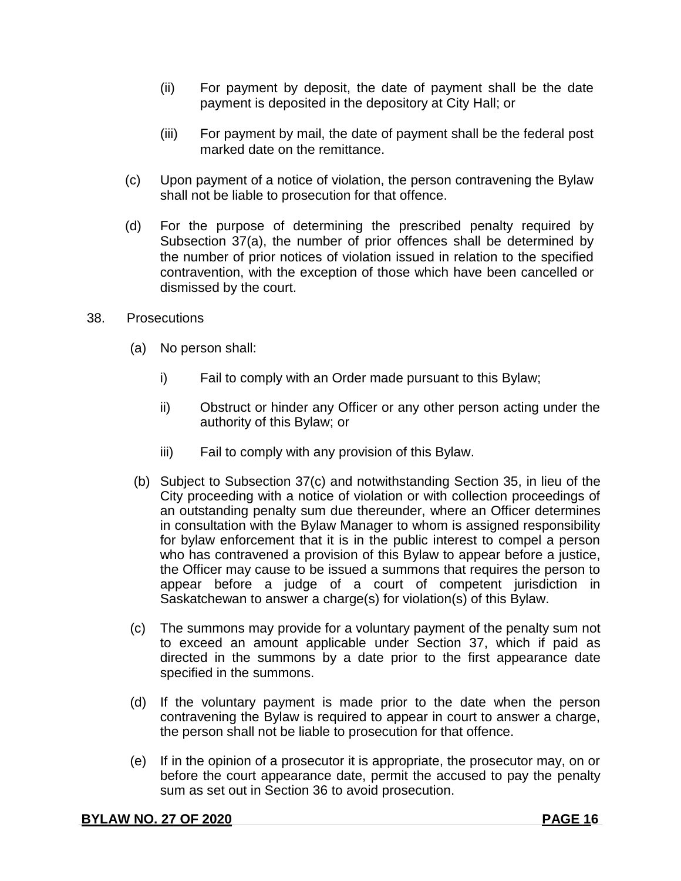(ii) For payment by deposit, the date of payment shall be the date payment is deposited in the depository at City Hall; or

(iii) For payment by mail, the date of payment shall be the federal post marked date on the remittance.

(c) Upon payment of a notice of violation, the person contravening the Bylaw shall not be liable to prosecution for that offence.

(d) For the purpose of determining the prescribed penalty required by Subsection 37(a), the number of prior offences shall be determined by the number of prior notices of violation issued in relation to the specified contravention, with the exception of those which have been cancelled or dismissed by the court.

38. Prosecutions

(a) No person shall:

i) Fail to comply with an Order made pursuant to this Bylaw;

ii) Obstruct or hinder any Officer or any other person acting under the authority of this Bylaw; or

iii) Fail to comply with any provision of this Bylaw.

(b) Subject to Subsection 37(c) and notwithstanding Section 35, in lieu of the City proceeding with a notice of violation or with collection proceedings of an outstanding penalty sum due thereunder, where an Officer determines in consultation with the Bylaw Manager to whom is assigned responsibility for bylaw enforcement that it is in the public interest to compel a person who has contravened a provision of this Bylaw to appear before a justice, the Officer may cause to be issued a summons that requires the person to appear before a judge of a court of competent jurisdiction in Saskatchewan to answer a charge(s) for violation(s) of this Bylaw.

(c) The summons may provide for a voluntary payment of the penalty sum not to exceed an amount applicable under Section 37, which if paid as directed in the summons by a date prior to the first appearance date specified in the summons.

(d) If the voluntary payment is made prior to the date when the person contravening the Bylaw is required to appear in court to answer a charge, the person shall not be liable to prosecution for that offence.

(e) If in the opinion of a prosecutor it is appropriate, the prosecutor may, on or before the court appearance date, permit the accused to pay the penalty sum as set out in Section 36 to avoid prosecution.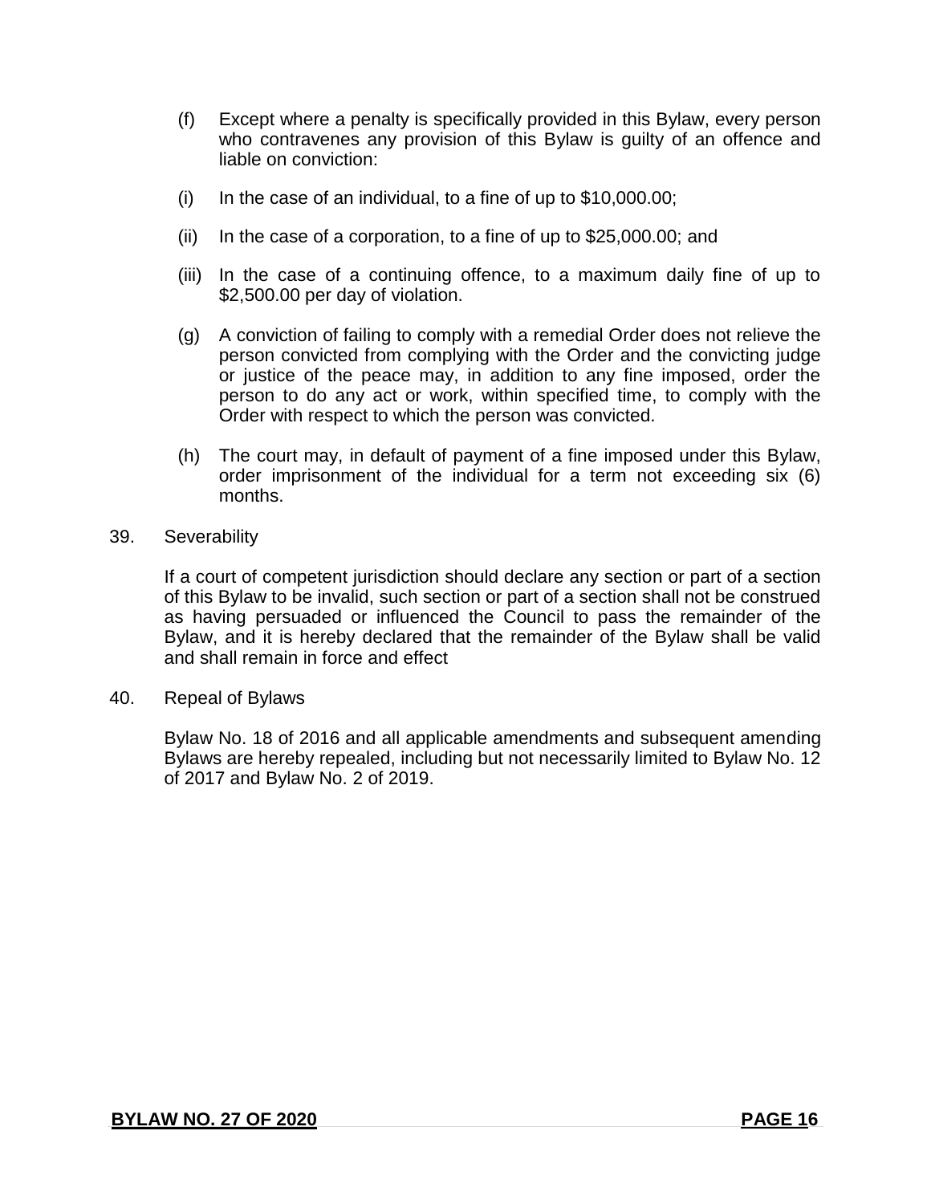(f) Except where a penalty is specifically provided in this Bylaw, every person who contravenes any provision of this Bylaw is guilty of an offence and liable on conviction:

(i) In the case of an individual, to a fine of up to $10,000.00;

(ii) In the case of a corporation, to a fine of up to $25,000.00; and

(iii) In the case of a continuing offence, to a maximum daily fine of up to $2,500.00 per day of violation.

(g) A conviction of failing to comply with a remedial Order does not relieve the person convicted from complying with the Order and the convicting judge or justice of the peace may, in addition to any fine imposed, order the person to do any act or work, within specified time, to comply with the Order with respect to which the person was convicted.

(h) The court may, in default of payment of a fine imposed under this Bylaw, order imprisonment of the individual for a term not exceeding six (6) months.

39. Severability

If a court of competent jurisdiction should declare any section or part of a section of this Bylaw to be invalid, such section or part of a section shall not be construed as having persuaded or influenced the Council to pass the remainder of the Bylaw, and it is hereby declared that the remainder of the Bylaw shall be valid and shall remain in force and effect

40. Repeal of Bylaws

Bylaw No. 18 of 2016 and all applicable amendments and subsequent amending Bylaws are hereby repealed, including but not necessarily limited to Bylaw No. 12 of 2017 and Bylaw No. 2 of 2019.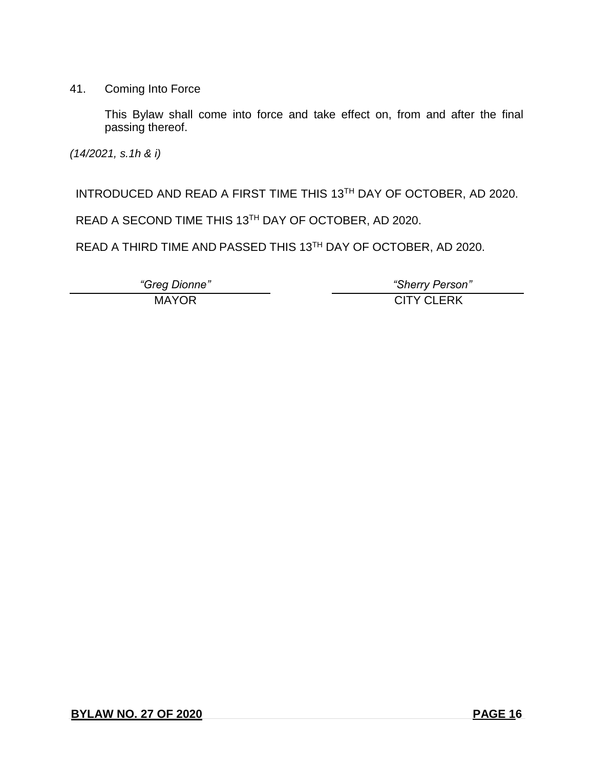41. Coming Into Force

This Bylaw shall come into force and take effect on, from and after the final passing thereof.

*(14/2021, s.1h & i)*

INTRODUCED AND READ A FIRST TIME THIS 13TH DAY OF OCTOBER, AD 2020.

READ A SECOND TIME THIS 13TH DAY OF OCTOBER, AD 2020.

READ A THIRD TIME AND PASSED THIS 13TH DAY OF OCTOBER, AD 2020.

| | |
|---|---|
| *“Greg Dionne”* | *“Sherry Person”* |
| MAYOR | CITY CLERK |